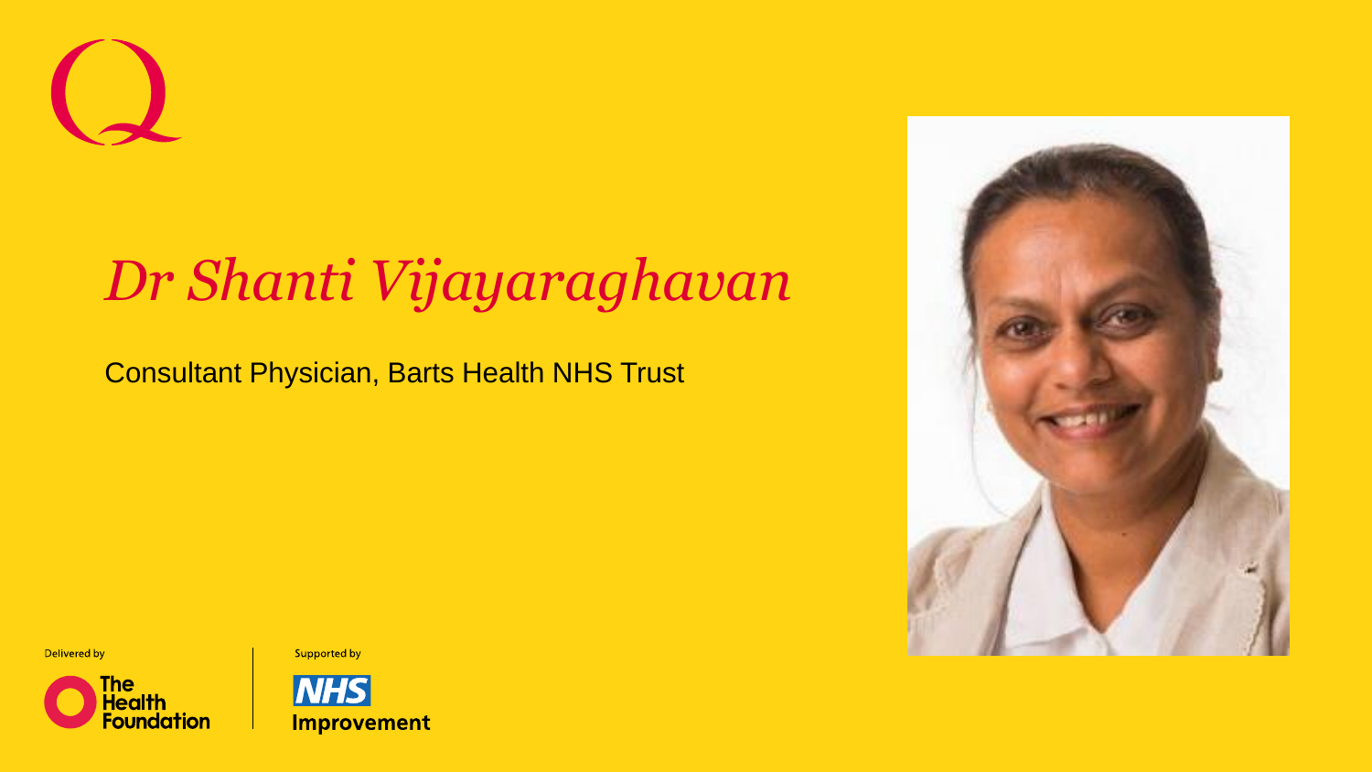# *Dr Shanti Vijayaraghavan*

Consultant Physician, Barts Health NHS Trust

Delivered by

The Health Foundation

Supported by

NHS Improvement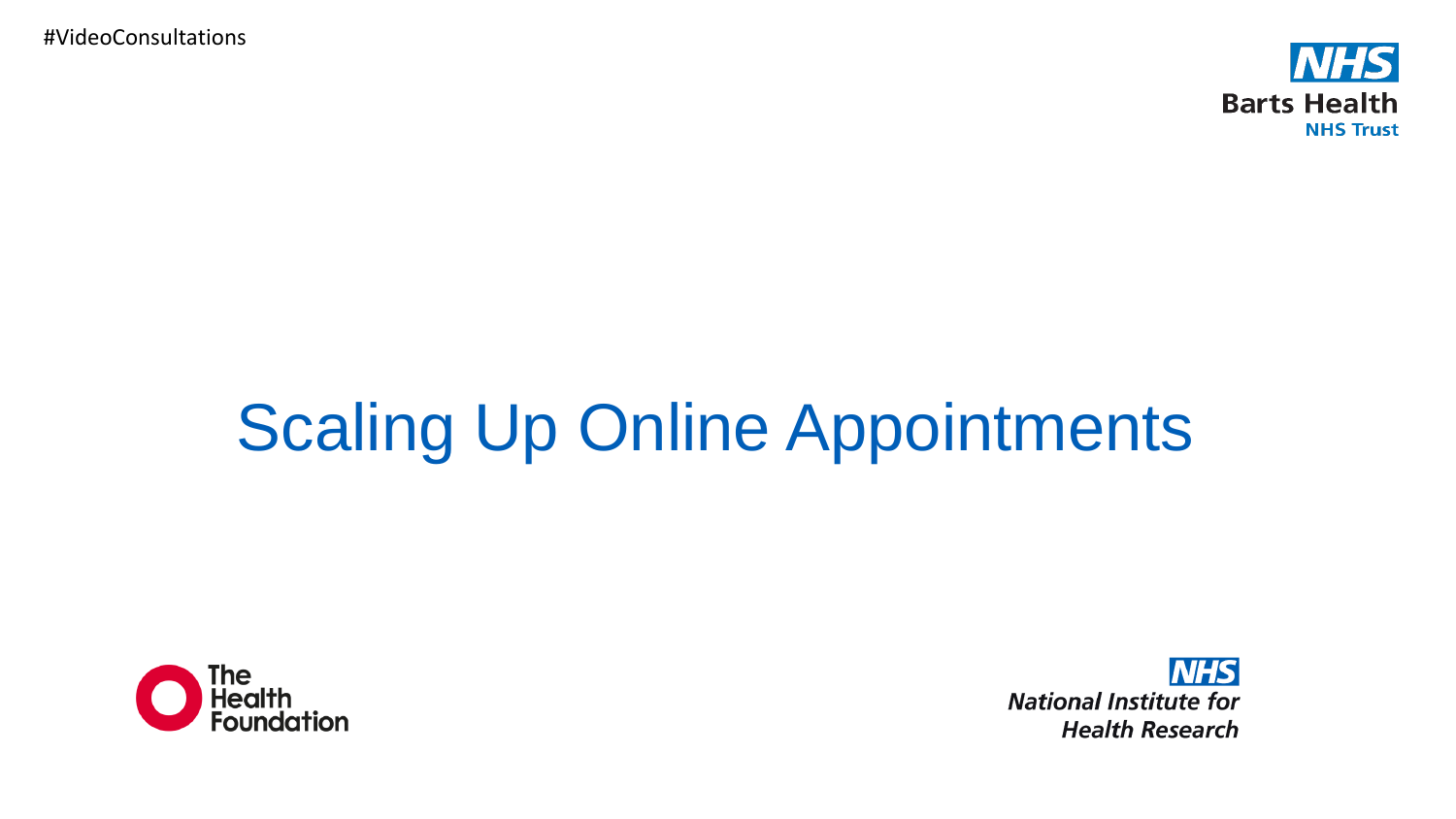#VideoConsultations

Barts Health NHS Trust

# Scaling Up Online Appointments

The Health Foundation

NHS National Institute for Health Research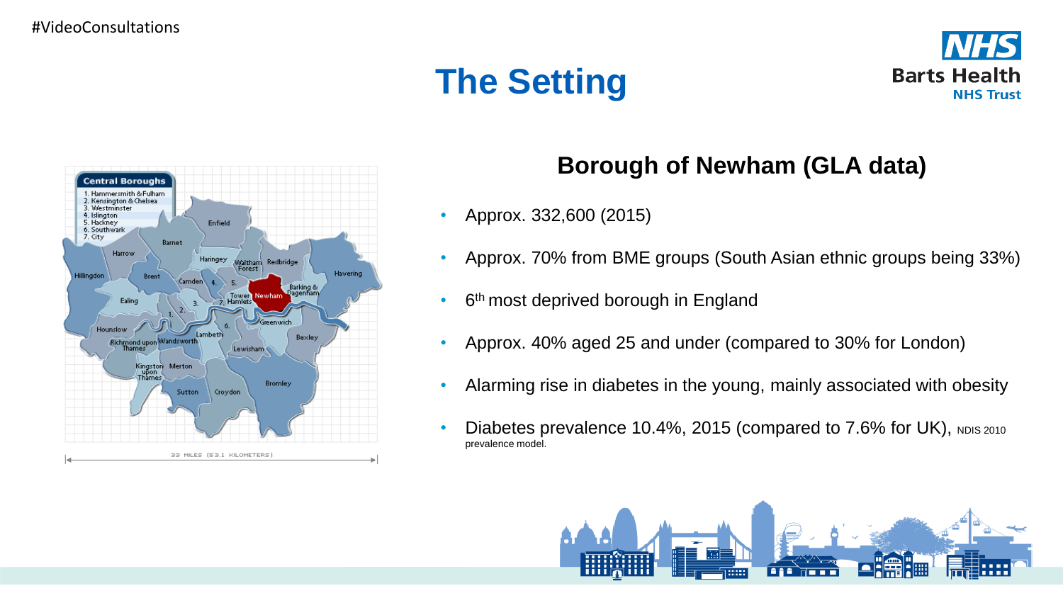# The Setting

## Borough of Newham (GLA data)

- Approx. 332,600 (2015)
- Approx. 70% from BME groups (South Asian ethnic groups being 33%)
- 6th most deprived borough in England
- Approx. 40% aged 25 and under (compared to 30% for London)
- Alarming rise in diabetes in the young, mainly associated with obesity
- Diabetes prevalence 10.4%, 2015 (compared to 7.6% for UK), NDIS 2010 prevalence model.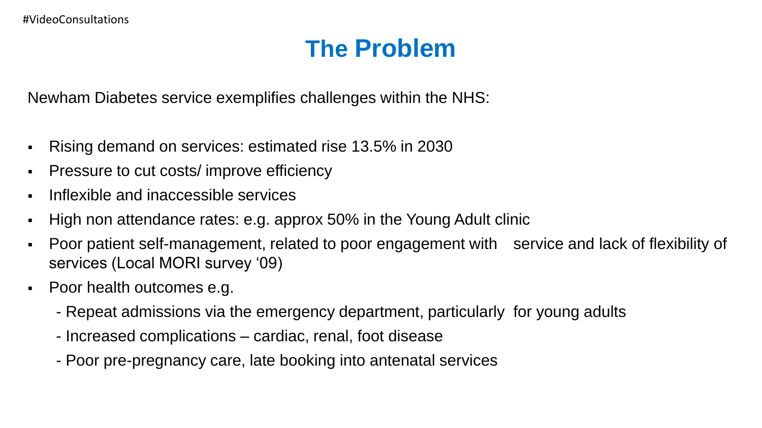# The Problem

Newham Diabetes service exemplifies challenges within the NHS:

- Rising demand on services: estimated rise 13.5% in 2030
- Pressure to cut costs/ improve efficiency
- Inflexible and inaccessible services
- High non attendance rates: e.g. approx 50% in the Young Adult clinic
- Poor patient self-management, related to poor engagement with service and lack of flexibility of services (Local MORI survey '09)
- Poor health outcomes e.g.
  - Repeat admissions via the emergency department, particularly for young adults
  - Increased complications – cardiac, renal, foot disease
  - Poor pre-pregnancy care, late booking into antenatal services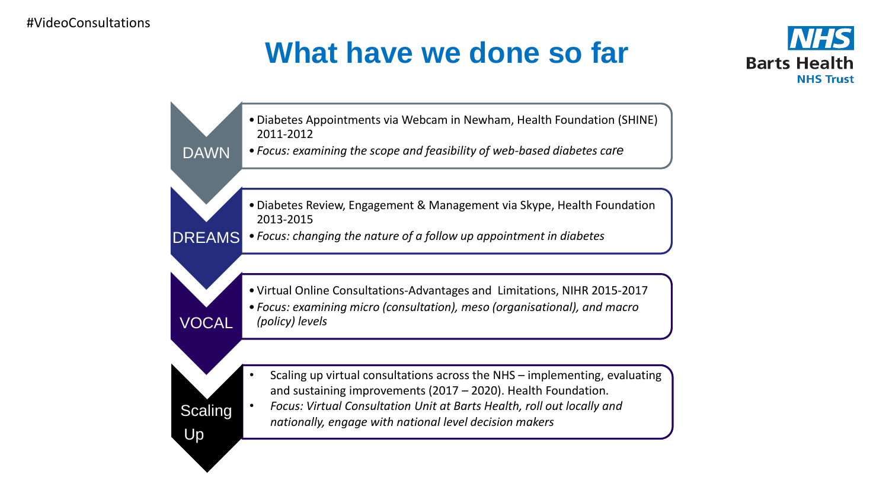#VideoConsultations

# What have we done so far

**DAWN**

- Diabetes Appointments via Webcam in Newham, Health Foundation (SHINE) 2011-2012
- *Focus: examining the scope and feasibility of web-based diabetes care*

**DREAMS**

- Diabetes Review, Engagement & Management via Skype, Health Foundation 2013-2015
- *Focus: changing the nature of a follow up appointment in diabetes*

**VOCAL**

- Virtual Online Consultations-Advantages and Limitations, NIHR 2015-2017
- *Focus: examining micro (consultation), meso (organisational), and macro (policy) levels*

**Scaling Up**

- Scaling up virtual consultations across the NHS – implementing, evaluating and sustaining improvements (2017 – 2020). Health Foundation.
- *Focus: Virtual Consultation Unit at Barts Health, roll out locally and nationally, engage with national level decision makers*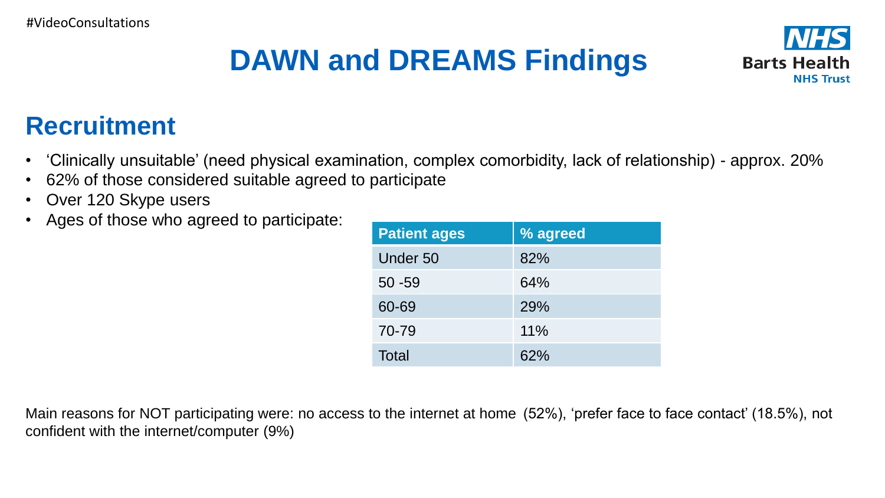#VideoConsultations

# DAWN and DREAMS Findings

## Recruitment

- 'Clinically unsuitable' (need physical examination, complex comorbidity, lack of relationship) - approx. 20%
- 62% of those considered suitable agreed to participate
- Over 120 Skype users
- Ages of those who agreed to participate:

| Patient ages | % agreed |
|---|---|
| Under 50 | 82% |
| 50 -59 | 64% |
| 60-69 | 29% |
| 70-79 | 11% |
| Total | 62% |

Main reasons for NOT participating were: no access to the internet at home (52%), 'prefer face to face contact' (18.5%), not confident with the internet/computer (9%)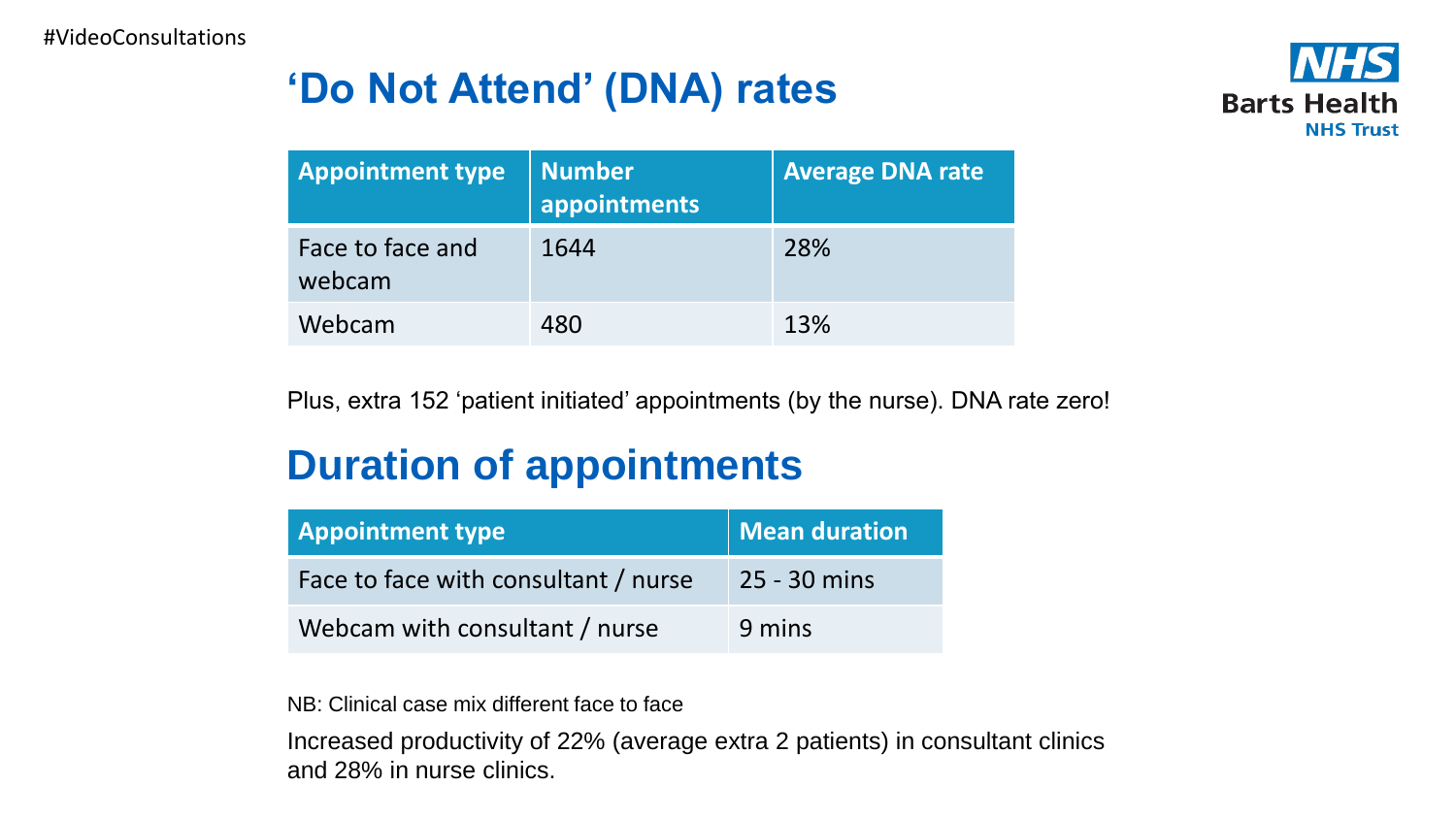## 'Do Not Attend' (DNA) rates

| Appointment type | Number appointments | Average DNA rate |
| --- | --- | --- |
| Face to face and webcam | 1644 | 28% |
| Webcam | 480 | 13% |

Plus, extra 152 'patient initiated' appointments (by the nurse). DNA rate zero!

## Duration of appointments

| Appointment type | Mean duration |
| --- | --- |
| Face to face with consultant / nurse | 25 - 30 mins |
| Webcam with consultant / nurse | 9 mins |

NB: Clinical case mix different face to face

Increased productivity of 22% (average extra 2 patients) in consultant clinics and 28% in nurse clinics.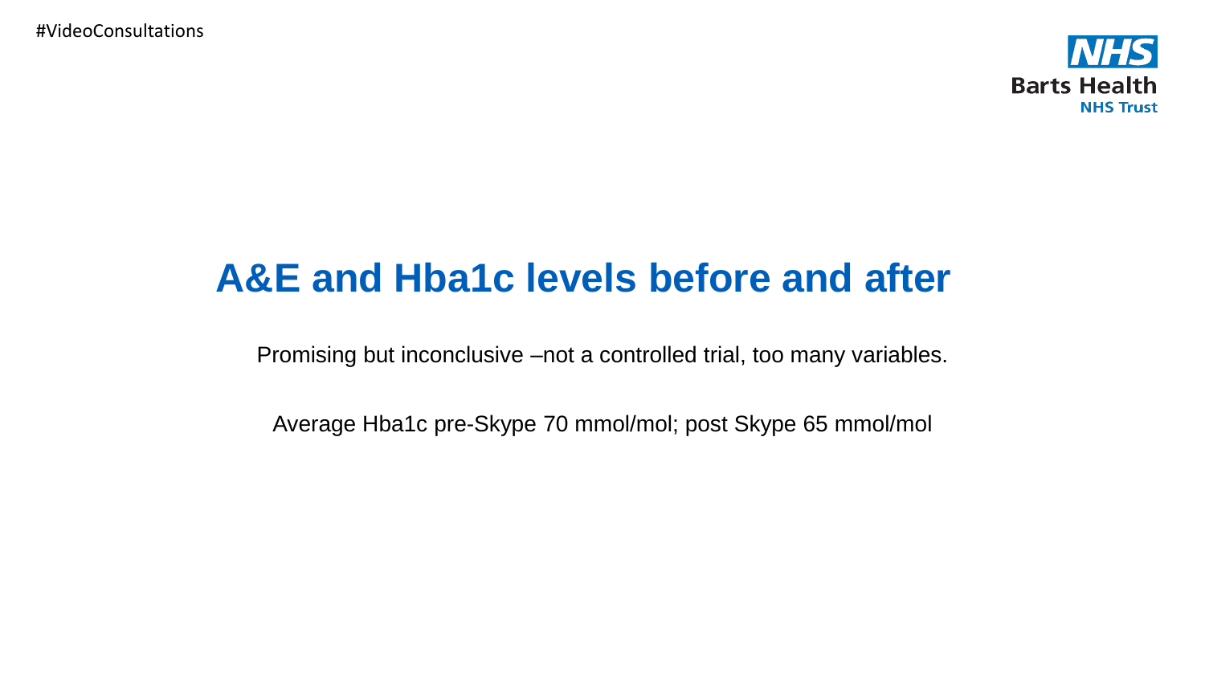# A&E and Hba1c levels before and after

Promising but inconclusive –not a controlled trial, too many variables.

Average Hba1c pre-Skype 70 mmol/mol; post Skype 65 mmol/mol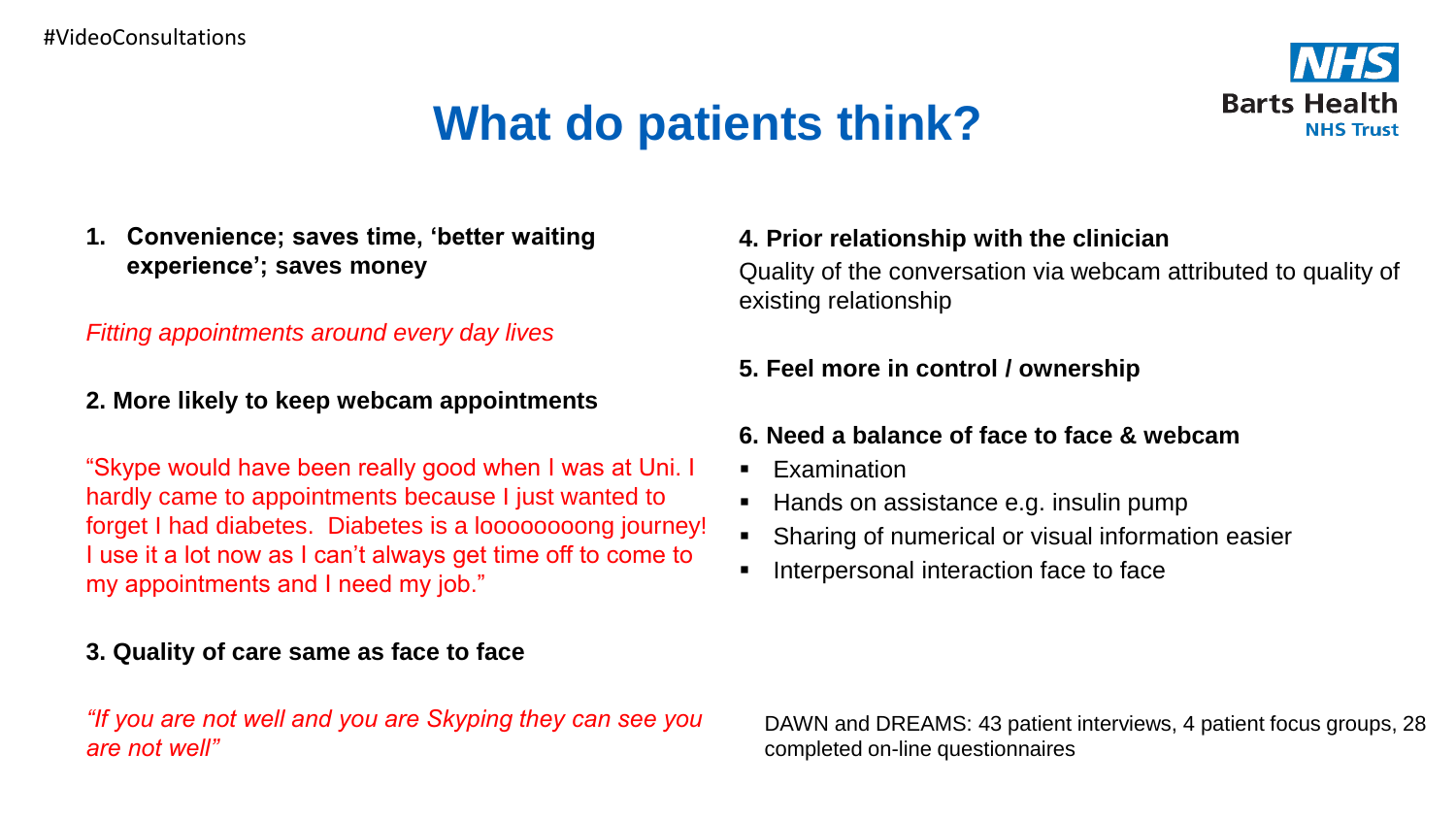#VideoConsultations

# What do patients think?

1. **Convenience; saves time, 'better waiting experience'; saves money**

*Fitting appointments around every day lives*

**2. More likely to keep webcam appointments**

"Skype would have been really good when I was at Uni. I hardly came to appointments because I just wanted to forget I had diabetes. Diabetes is a looooooong journey! I use it a lot now as I can't always get time off to come to my appointments and I need my job."

**3. Quality of care same as face to face**

*"If you are not well and you are Skyping they can see you are not well"*

**4. Prior relationship with the clinician**

Quality of the conversation via webcam attributed to quality of existing relationship

**5. Feel more in control / ownership**

**6. Need a balance of face to face & webcam**

- Examination
- Hands on assistance e.g. insulin pump
- Sharing of numerical or visual information easier
- Interpersonal interaction face to face

DAWN and DREAMS: 43 patient interviews, 4 patient focus groups, 28 completed on-line questionnaires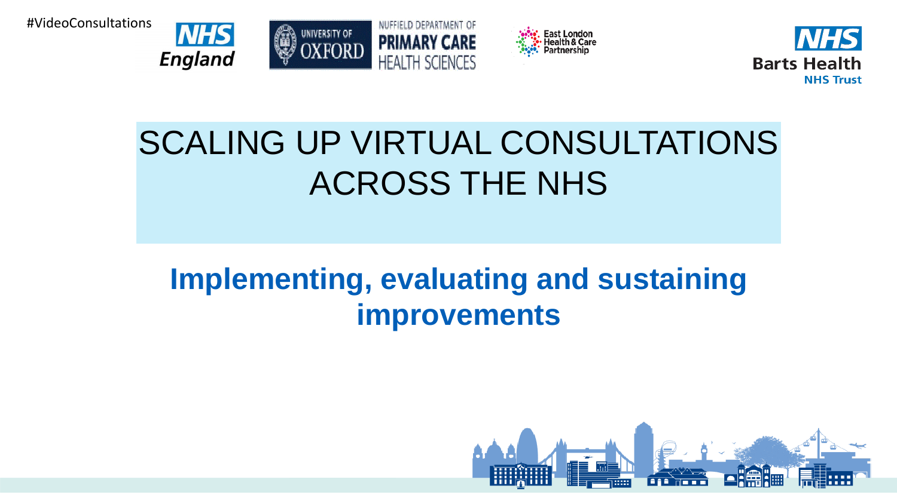#VideoConsultations

# SCALING UP VIRTUAL CONSULTATIONS ACROSS THE NHS

## **Implementing, evaluating and sustaining improvements**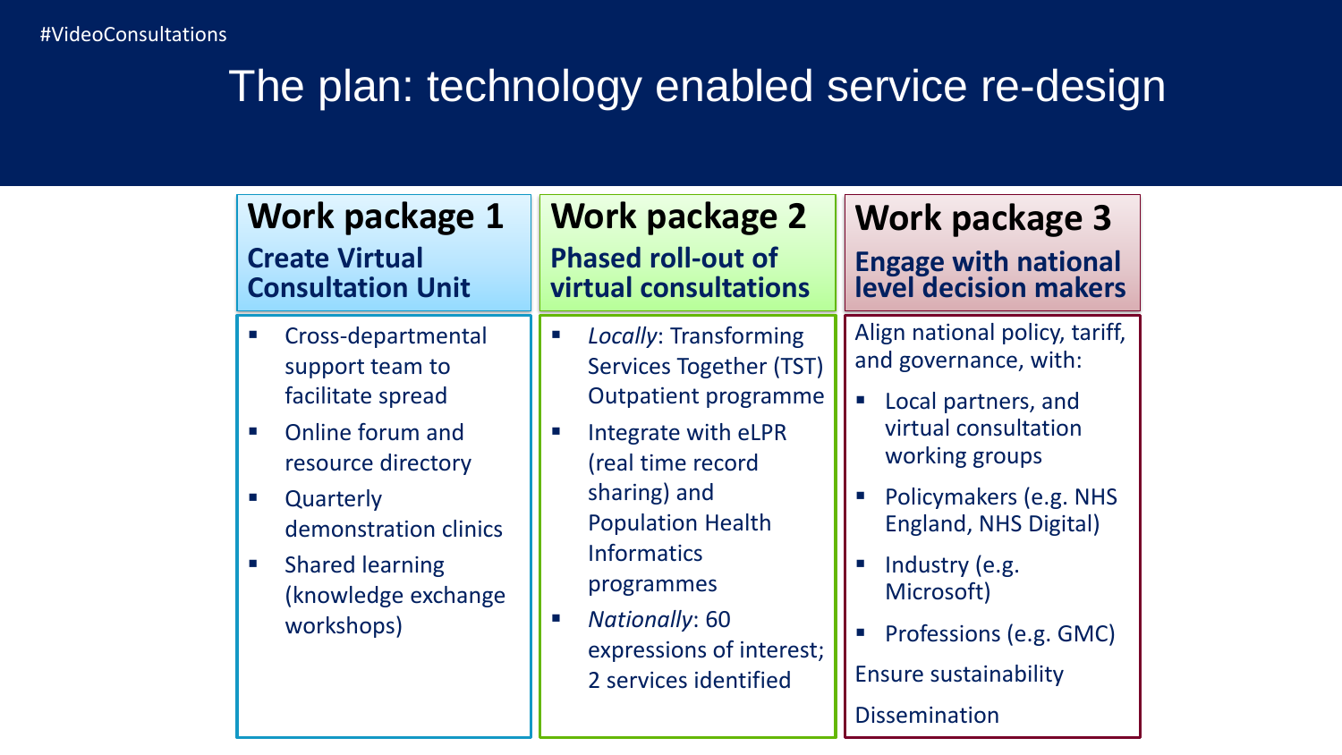#VideoConsultations

# The plan: technology enabled service re-design

## Work package 1

### Create Virtual Consultation Unit

- Cross-departmental support team to facilitate spread
- Online forum and resource directory
- Quarterly demonstration clinics
- Shared learning (knowledge exchange workshops)

## Work package 2

### Phased roll-out of virtual consultations

- *Locally*: Transforming Services Together (TST) Outpatient programme
- Integrate with eLPR (real time record sharing) and Population Health Informatics programmes
- *Nationally*: 60 expressions of interest; 2 services identified

## Work package 3

### Engage with national level decision makers

Align national policy, tariff, and governance, with:

- Local partners, and virtual consultation working groups
- Policymakers (e.g. NHS England, NHS Digital)
- Industry (e.g. Microsoft)
- Professions (e.g. GMC)

Ensure sustainability

Dissemination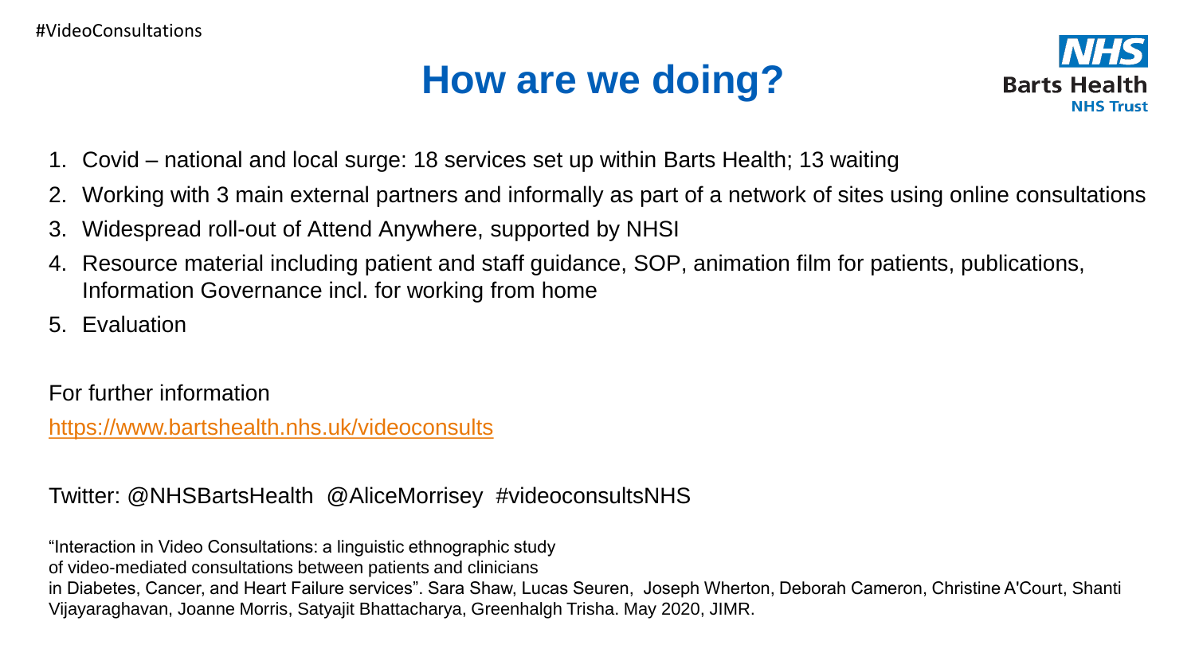#VideoConsultations

# How are we doing?

1. Covid – national and local surge: 18 services set up within Barts Health; 13 waiting
2. Working with 3 main external partners and informally as part of a network of sites using online consultations
3. Widespread roll-out of Attend Anywhere, supported by NHSI
4. Resource material including patient and staff guidance, SOP, animation film for patients, publications, Information Governance incl. for working from home
5. Evaluation

For further information

https://www.bartshealth.nhs.uk/videoconsults

Twitter: @NHSBartsHealth @AliceMorrisey #videoconsultsNHS

"Interaction in Video Consultations: a linguistic ethnographic study of video-mediated consultations between patients and clinicians in Diabetes, Cancer, and Heart Failure services". Sara Shaw, Lucas Seuren, Joseph Wherton, Deborah Cameron, Christine A'Court, Shanti Vijayaraghavan, Joanne Morris, Satyajit Bhattacharya, Greenhalgh Trisha. May 2020, JIMR.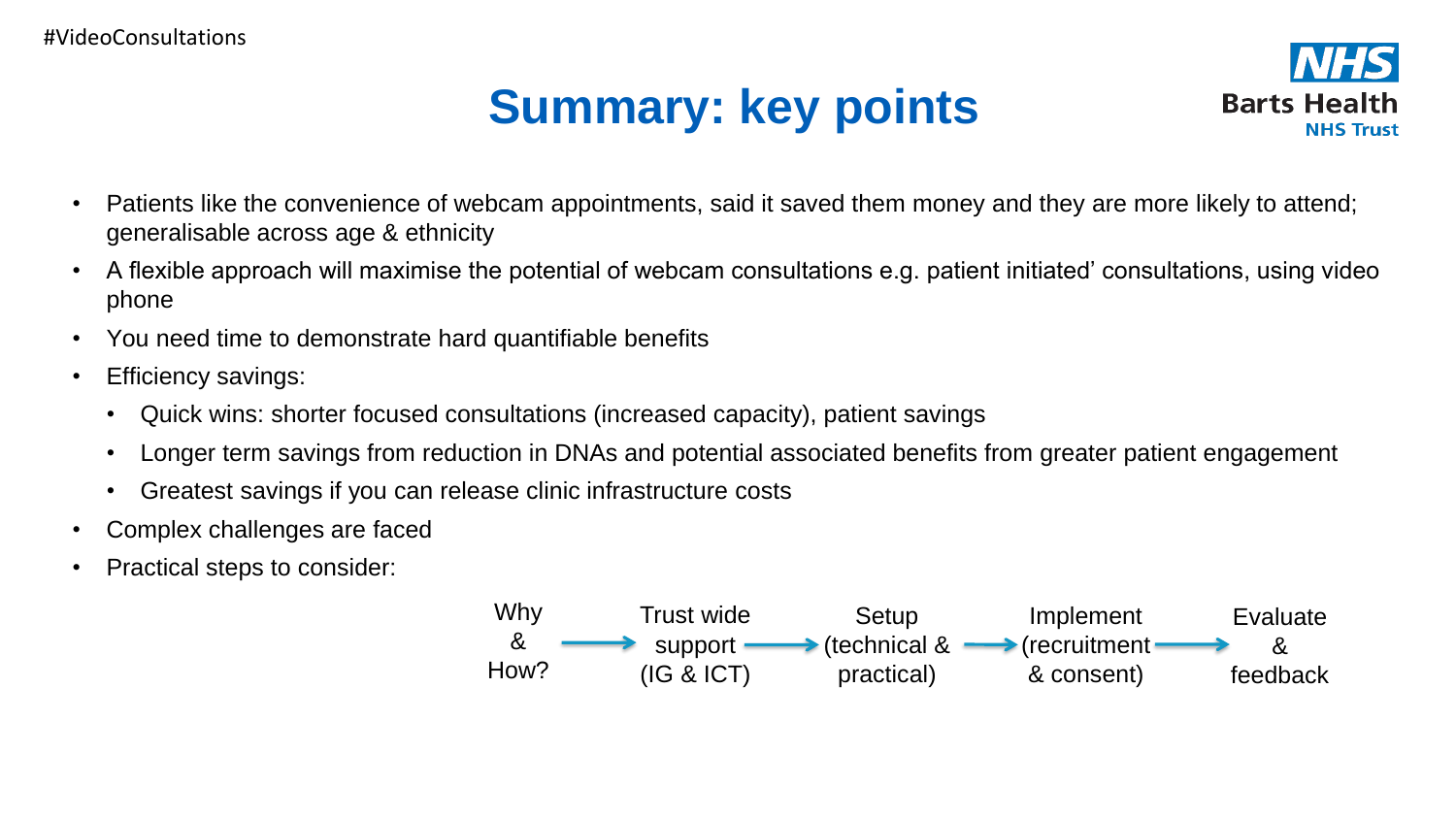#VideoConsultations

# Summary: key points

- Patients like the convenience of webcam appointments, said it saved them money and they are more likely to attend; generalisable across age & ethnicity
- A flexible approach will maximise the potential of webcam consultations e.g. patient initiated' consultations, using video phone
- You need time to demonstrate hard quantifiable benefits
- Efficiency savings:
  - Quick wins: shorter focused consultations (increased capacity), patient savings
  - Longer term savings from reduction in DNAs and potential associated benefits from greater patient engagement
  - Greatest savings if you can release clinic infrastructure costs
- Complex challenges are faced
- Practical steps to consider:

Why & How? → Trust wide support (IG & ICT) → Setup (technical & practical) → Implement (recruitment & consent) → Evaluate & feedback